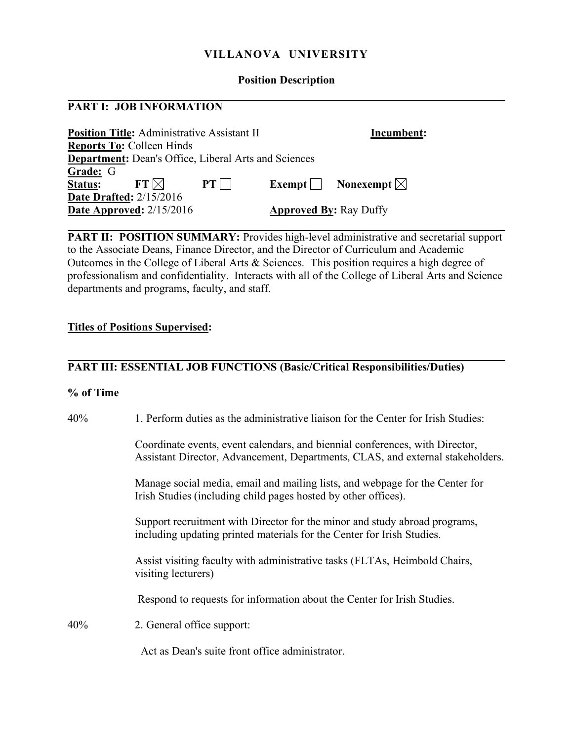# VILLANOVA UNIVERSITY

## Position Description

## PART I: JOB INFORMATION

**Position Title:** Administrative Assistant II **Incumbent:**

**Reports To:** Colleen Hinds

**Department:** Dean's Office, Liberal Arts and Sciences

**Grade:** G

**Status:** **FT** ☒ **PT** ☐ **Exempt** ☐ **Nonexempt** ☒

**Date Drafted:** 2/15/2016

**Date Approved:** 2/15/2016 **Approved By:** Ray Duffy

**PART II: POSITION SUMMARY:** Provides high-level administrative and secretarial support to the Associate Deans, Finance Director, and the Director of Curriculum and Academic Outcomes in the College of Liberal Arts & Sciences. This position requires a high degree of professionalism and confidentiality. Interacts with all of the College of Liberal Arts and Science departments and programs, faculty, and staff.

**Titles of Positions Supervised:**

## PART III: ESSENTIAL JOB FUNCTIONS (Basic/Critical Responsibilities/Duties)

**% of Time**

40% 1. Perform duties as the administrative liaison for the Center for Irish Studies:

Coordinate events, event calendars, and biennial conferences, with Director, Assistant Director, Advancement, Departments, CLAS, and external stakeholders.

Manage social media, email and mailing lists, and webpage for the Center for Irish Studies (including child pages hosted by other offices).

Support recruitment with Director for the minor and study abroad programs, including updating printed materials for the Center for Irish Studies.

Assist visiting faculty with administrative tasks (FLTAs, Heimbold Chairs, visiting lecturers)

Respond to requests for information about the Center for Irish Studies.

40% 2. General office support:

Act as Dean's suite front office administrator.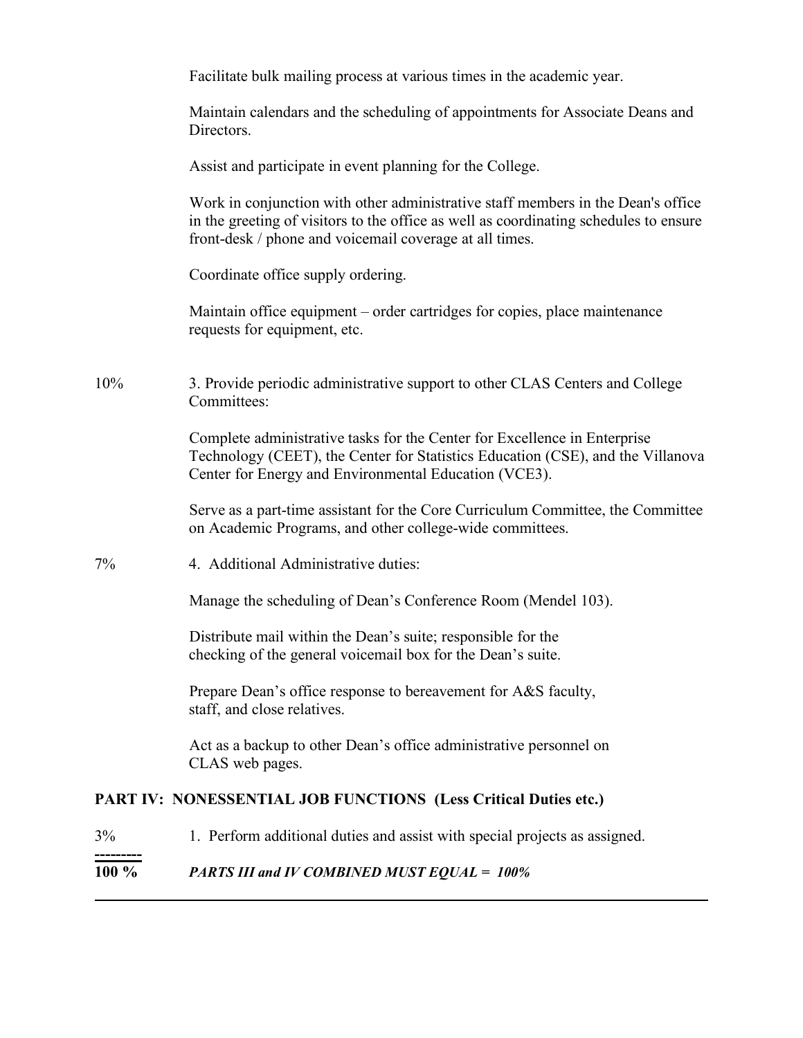Facilitate bulk mailing process at various times in the academic year.

Maintain calendars and the scheduling of appointments for Associate Deans and Directors.

Assist and participate in event planning for the College.

Work in conjunction with other administrative staff members in the Dean's office in the greeting of visitors to the office as well as coordinating schedules to ensure front-desk / phone and voicemail coverage at all times.

Coordinate office supply ordering.

Maintain office equipment – order cartridges for copies, place maintenance requests for equipment, etc.

10% &nbsp;&nbsp;&nbsp; 3. Provide periodic administrative support to other CLAS Centers and College Committees:

Complete administrative tasks for the Center for Excellence in Enterprise Technology (CEET), the Center for Statistics Education (CSE), and the Villanova Center for Energy and Environmental Education (VCE3).

Serve as a part-time assistant for the Core Curriculum Committee, the Committee on Academic Programs, and other college-wide committees.

7% &nbsp;&nbsp;&nbsp; 4. Additional Administrative duties:

Manage the scheduling of Dean's Conference Room (Mendel 103).

Distribute mail within the Dean's suite; responsible for the checking of the general voicemail box for the Dean's suite.

Prepare Dean's office response to bereavement for A&S faculty, staff, and close relatives.

Act as a backup to other Dean's office administrative personnel on CLAS web pages.

**PART IV: NONESSENTIAL JOB FUNCTIONS (Less Critical Duties etc.)**

3% &nbsp;&nbsp;&nbsp; 1. Perform additional duties and assist with special projects as assigned.

---------

**100 %** &nbsp;&nbsp;&nbsp; ***PARTS III and IV COMBINED MUST EQUAL = 100%***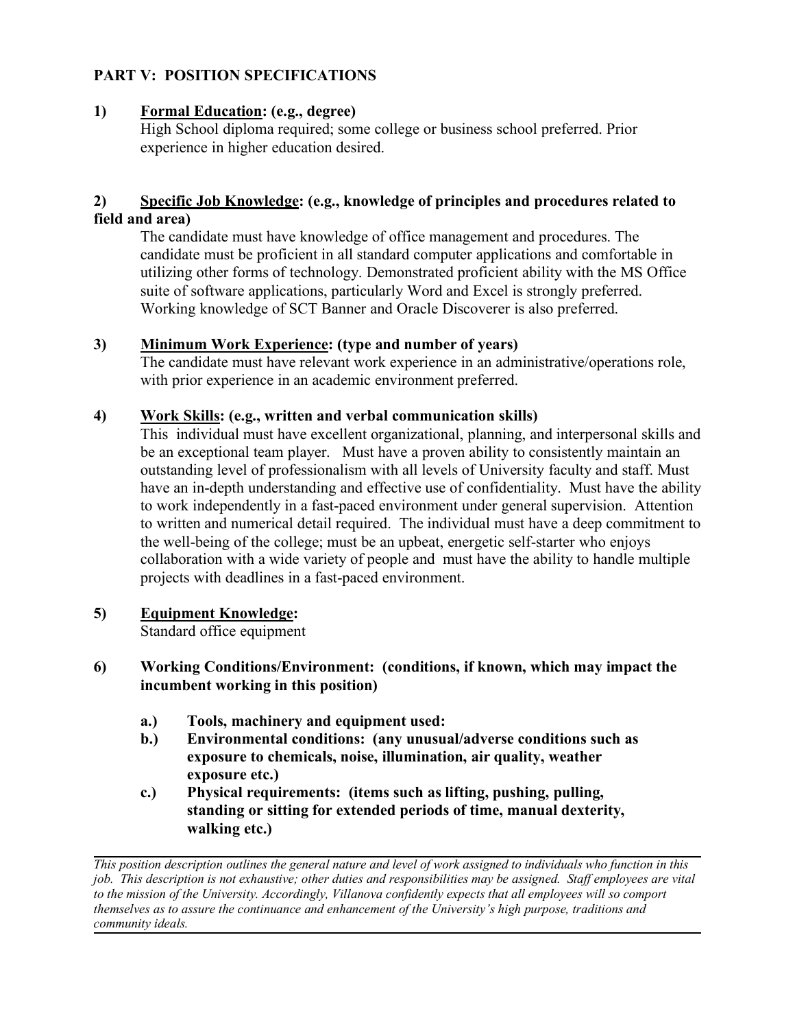## PART V: POSITION SPECIFICATIONS

**1) <u>Formal Education</u>: (e.g., degree)**

High School diploma required; some college or business school preferred. Prior experience in higher education desired.

**2) <u>Specific Job Knowledge</u>: (e.g., knowledge of principles and procedures related to field and area)**

The candidate must have knowledge of office management and procedures. The candidate must be proficient in all standard computer applications and comfortable in utilizing other forms of technology. Demonstrated proficient ability with the MS Office suite of software applications, particularly Word and Excel is strongly preferred. Working knowledge of SCT Banner and Oracle Discoverer is also preferred.

**3) <u>Minimum Work Experience</u>: (type and number of years)**

The candidate must have relevant work experience in an administrative/operations role, with prior experience in an academic environment preferred.

**4) <u>Work Skills</u>: (e.g., written and verbal communication skills)**

This individual must have excellent organizational, planning, and interpersonal skills and be an exceptional team player. Must have a proven ability to consistently maintain an outstanding level of professionalism with all levels of University faculty and staff. Must have an in-depth understanding and effective use of confidentiality. Must have the ability to work independently in a fast-paced environment under general supervision. Attention to written and numerical detail required. The individual must have a deep commitment to the well-being of the college; must be an upbeat, energetic self-starter who enjoys collaboration with a wide variety of people and must have the ability to handle multiple projects with deadlines in a fast-paced environment.

**5) <u>Equipment Knowledge</u>:**

Standard office equipment

**6) Working Conditions/Environment: (conditions, if known, which may impact the incumbent working in this position)**

**a.) Tools, machinery and equipment used:**

**b.) Environmental conditions: (any unusual/adverse conditions such as exposure to chemicals, noise, illumination, air quality, weather exposure etc.)**

**c.) Physical requirements: (items such as lifting, pushing, pulling, standing or sitting for extended periods of time, manual dexterity, walking etc.)**

---

*This position description outlines the general nature and level of work assigned to individuals who function in this job. This description is not exhaustive; other duties and responsibilities may be assigned. Staff employees are vital to the mission of the University. Accordingly, Villanova confidently expects that all employees will so comport themselves as to assure the continuance and enhancement of the University's high purpose, traditions and community ideals.*

---